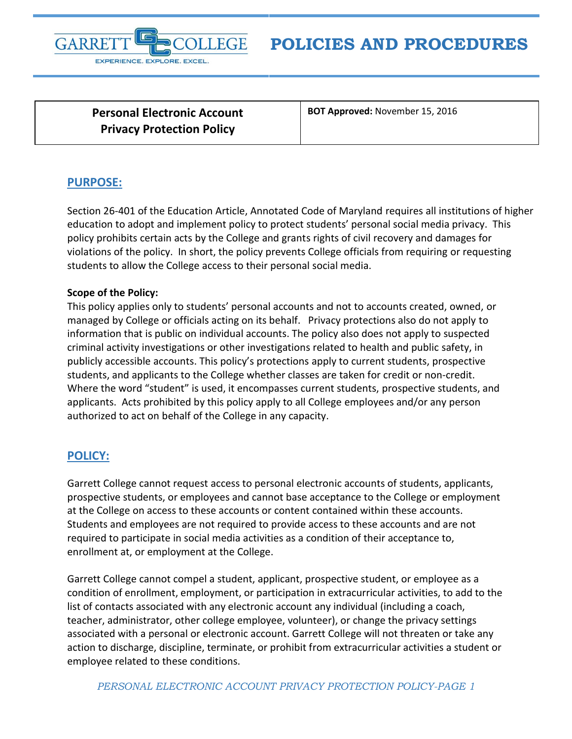# POLICIES AND PROCEDURES

| Personal Electronic Account Privacy Protection Policy | **BOT Approved:** November 15, 2016 |
|---|---|

## PURPOSE:

Section 26-401 of the Education Article, Annotated Code of Maryland requires all institutions of higher education to adopt and implement policy to protect students' personal social media privacy. This policy prohibits certain acts by the College and grants rights of civil recovery and damages for violations of the policy. In short, the policy prevents College officials from requiring or requesting students to allow the College access to their personal social media.

**Scope of the Policy:**
This policy applies only to students' personal accounts and not to accounts created, owned, or managed by College or officials acting on its behalf. Privacy protections also do not apply to information that is public on individual accounts. The policy also does not apply to suspected criminal activity investigations or other investigations related to health and public safety, in publicly accessible accounts. This policy's protections apply to current students, prospective students, and applicants to the College whether classes are taken for credit or non-credit. Where the word "student" is used, it encompasses current students, prospective students, and applicants. Acts prohibited by this policy apply to all College employees and/or any person authorized to act on behalf of the College in any capacity.

## POLICY:

Garrett College cannot request access to personal electronic accounts of students, applicants, prospective students, or employees and cannot base acceptance to the College or employment at the College on access to these accounts or content contained within these accounts. Students and employees are not required to provide access to these accounts and are not required to participate in social media activities as a condition of their acceptance to, enrollment at, or employment at the College.

Garrett College cannot compel a student, applicant, prospective student, or employee as a condition of enrollment, employment, or participation in extracurricular activities, to add to the list of contacts associated with any electronic account any individual (including a coach, teacher, administrator, other college employee, volunteer), or change the privacy settings associated with a personal or electronic account. Garrett College will not threaten or take any action to discharge, discipline, terminate, or prohibit from extracurricular activities a student or employee related to these conditions.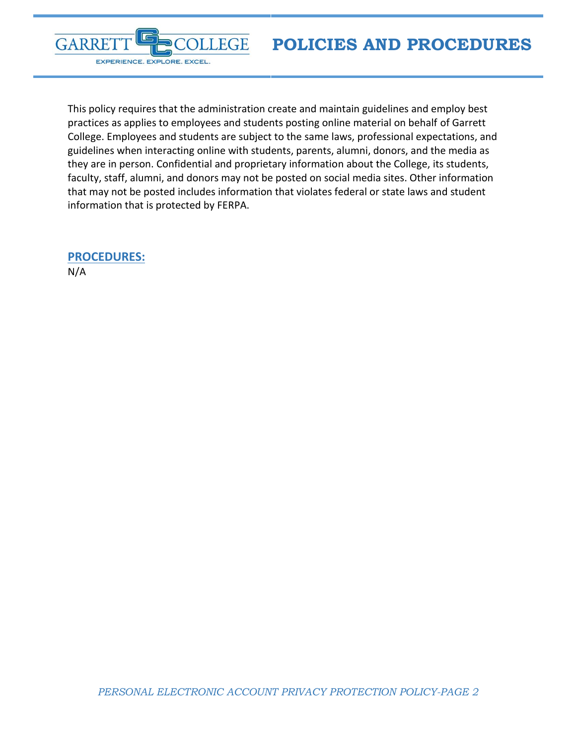This policy requires that the administration create and maintain guidelines and employ best practices as applies to employees and students posting online material on behalf of Garrett College. Employees and students are subject to the same laws, professional expectations, and guidelines when interacting online with students, parents, alumni, donors, and the media as they are in person. Confidential and proprietary information about the College, its students, faculty, staff, alumni, and donors may not be posted on social media sites. Other information that may not be posted includes information that violates federal or state laws and student information that is protected by FERPA.

## PROCEDURES:

N/A